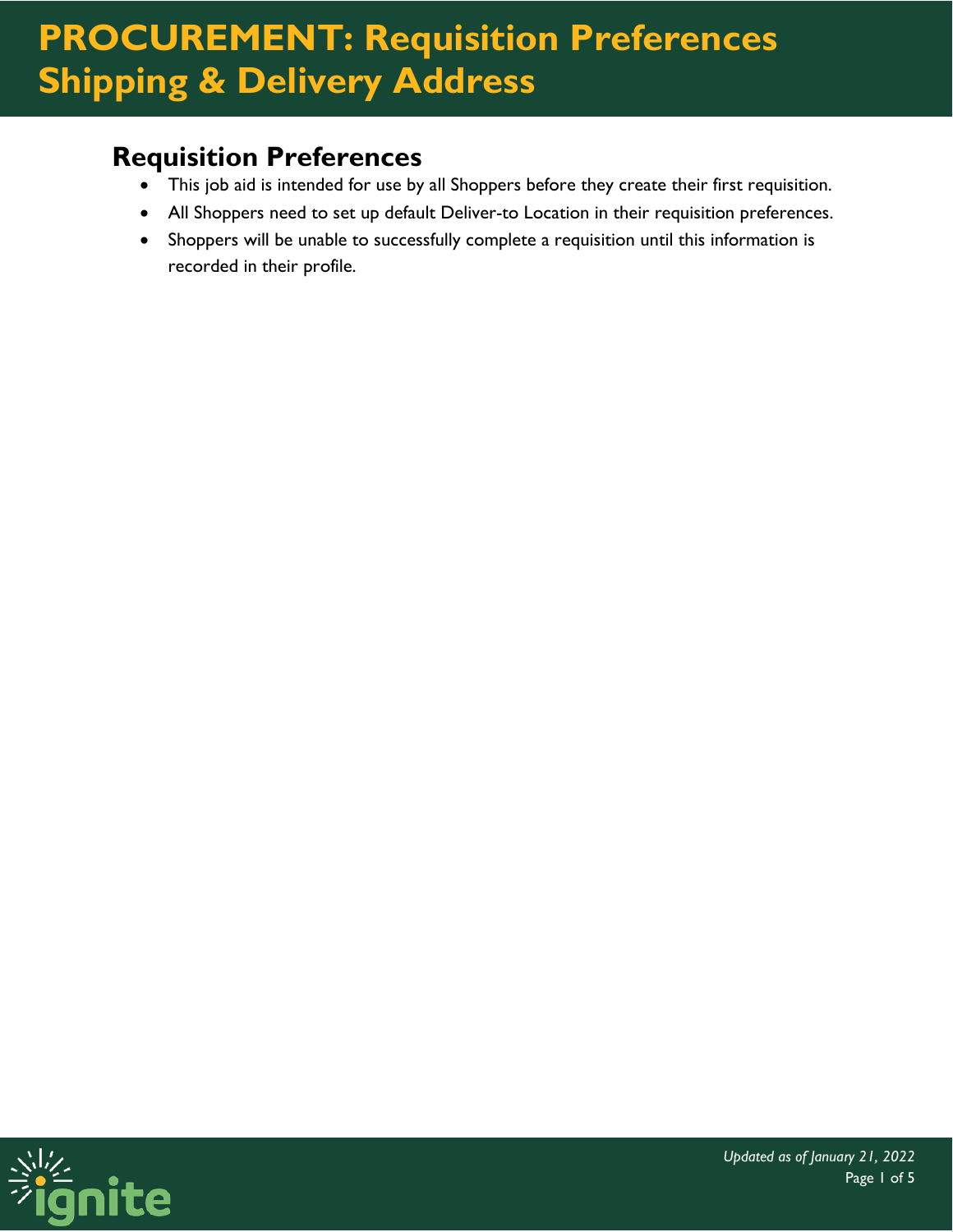# PROCUREMENT: Requisition Preferences Shipping & Delivery Address

## Requisition Preferences

- This job aid is intended for use by all Shoppers before they create their first requisition.
- All Shoppers need to set up default Deliver-to Location in their requisition preferences.
- Shoppers will be unable to successfully complete a requisition until this information is recorded in their profile.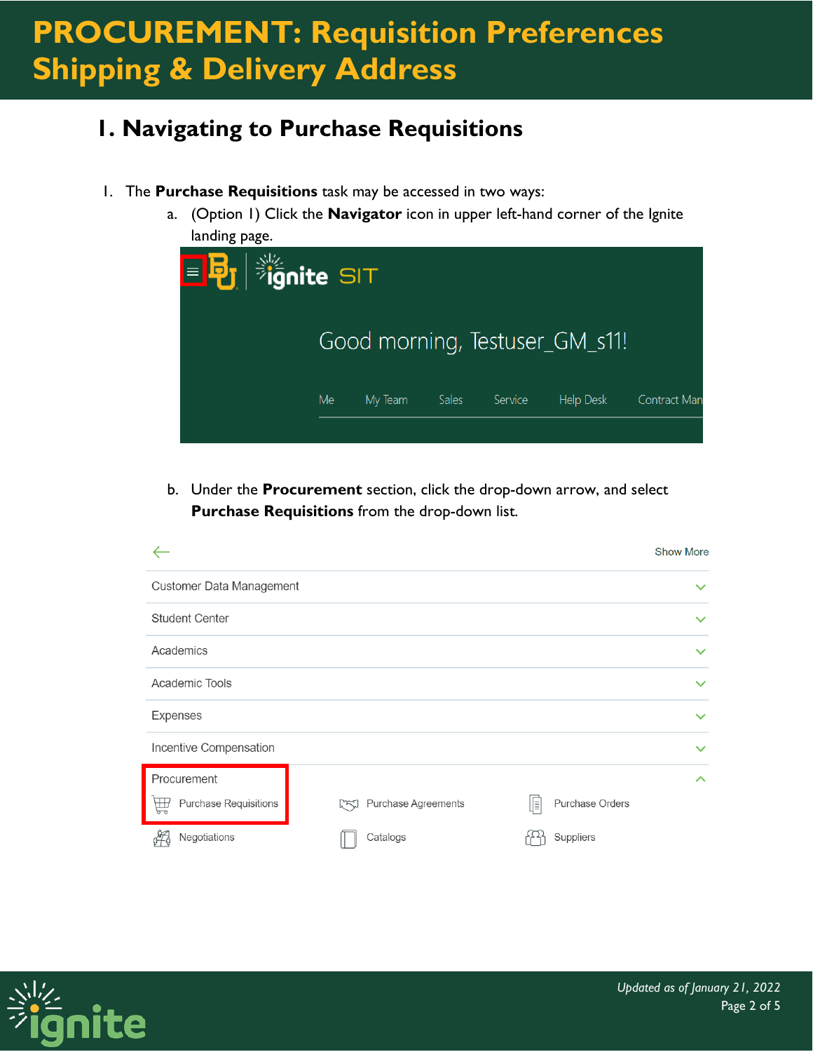# PROCUREMENT: Requisition Preferences Shipping & Delivery Address

## 1. Navigating to Purchase Requisitions

1. The **Purchase Requisitions** task may be accessed in two ways:
   a. (Option 1) Click the **Navigator** icon in upper left-hand corner of the Ignite landing page.

   b. Under the **Procurement** section, click the drop-down arrow, and select **Purchase Requisitions** from the drop-down list.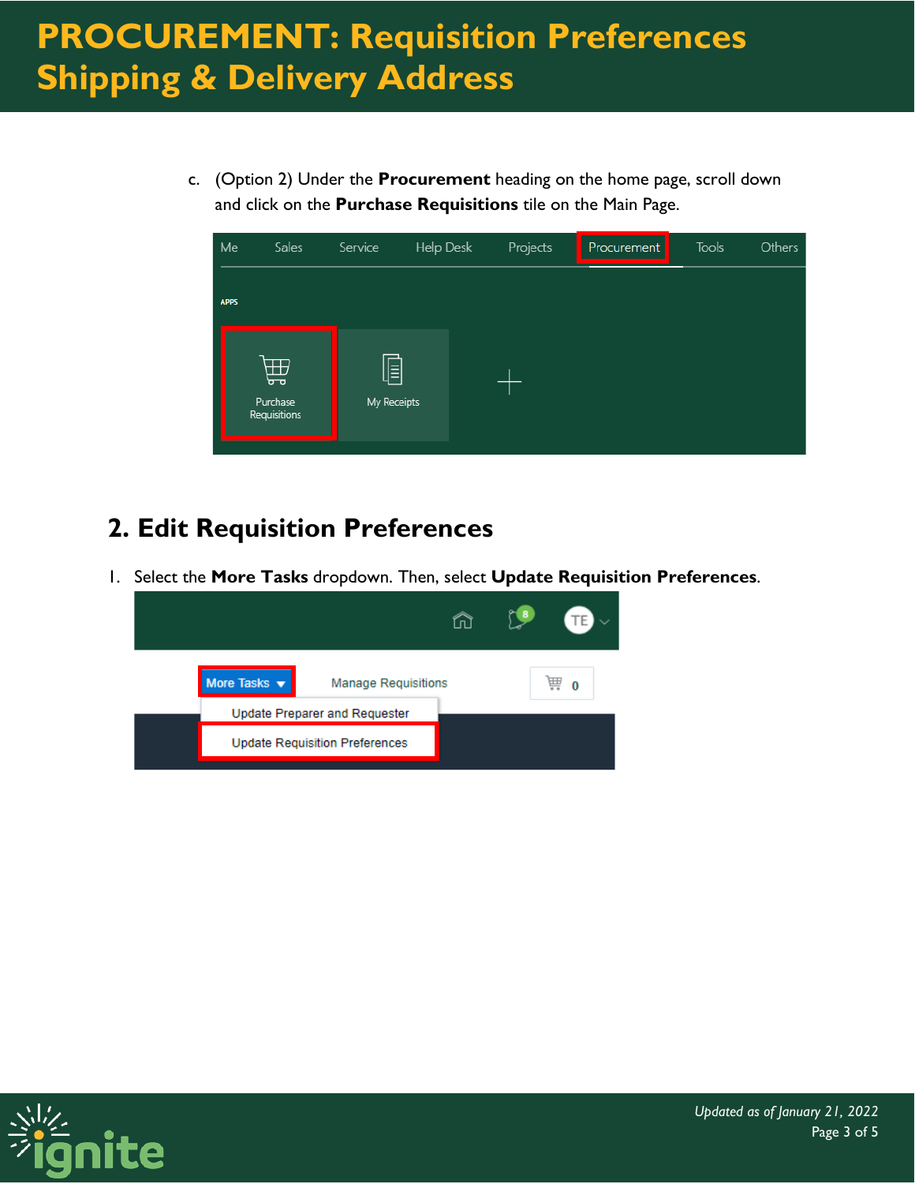c. (Option 2) Under the **Procurement** heading on the home page, scroll down and click on the **Purchase Requisitions** tile on the Main Page.

## 2. Edit Requisition Preferences

1. Select the **More Tasks** dropdown. Then, select **Update Requisition Preferences**.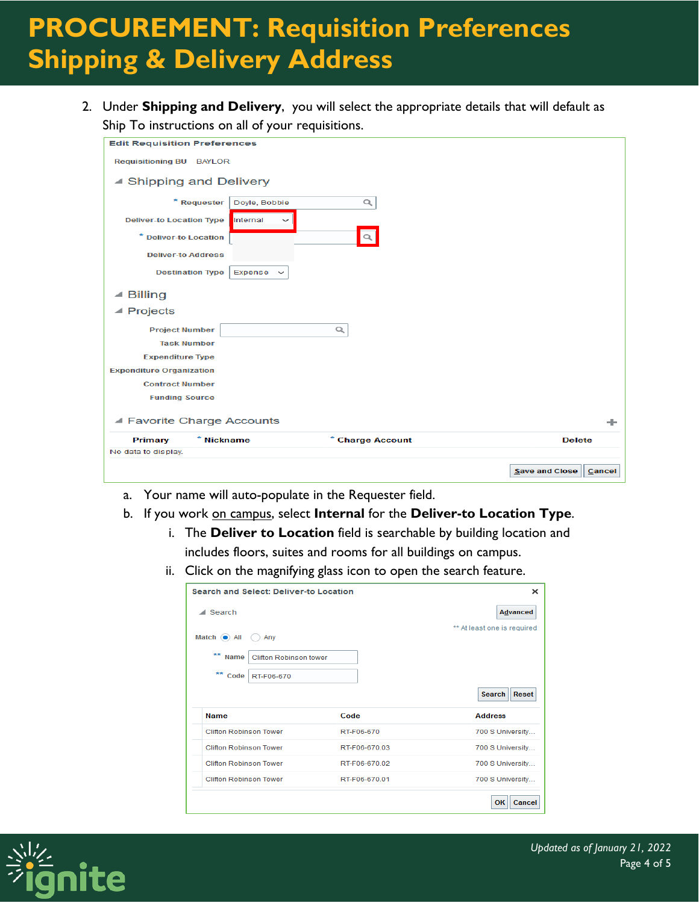# PROCUREMENT: Requisition Preferences Shipping & Delivery Address

2. Under **Shipping and Delivery**, you will select the appropriate details that will default as Ship To instructions on all of your requisitions.

Edit Requisition Preferences

Requisitioning BU BAYLOR

Shipping and Delivery

* Requester Doyle, Bobbie

Deliver-to Location Type Internal

* Deliver-to Location

Deliver-to Address

Destination Type Expense

Billing

Projects

Project Number

Task Number

Expenditure Type

Expenditure Organization

Contract Number

Funding Source

Favorite Charge Accounts

| Primary | * Nickname | * Charge Account | Delete |
|---|---|---|---|

No data to display.

Save and Close | Cancel

   a. Your name will auto-populate in the Requester field.
   b. If you work on campus, select **Internal** for the **Deliver-to Location Type**.
      i. The **Deliver to Location** field is searchable by building location and includes floors, suites and rooms for all buildings on campus.
      ii. Click on the magnifying glass icon to open the search feature.

Search and Select: Deliver-to Location

Search | Advanced

** At least one is required

Match: All / Any

** Name: Clifton Robinson tower

** Code: RT-F06-670

Search | Reset

| Name | Code | Address |
|---|---|---|
| Clifton Robinson Tower | RT-F06-670 | 700 S University... |
| Clifton Robinson Tower | RT-F06-670.03 | 700 S University... |
| Clifton Robinson Tower | RT-F06-670.02 | 700 S University... |
| Clifton Robinson Tower | RT-F06-670.01 | 700 S University... |

OK | Cancel

*Updated as of January 21, 2022*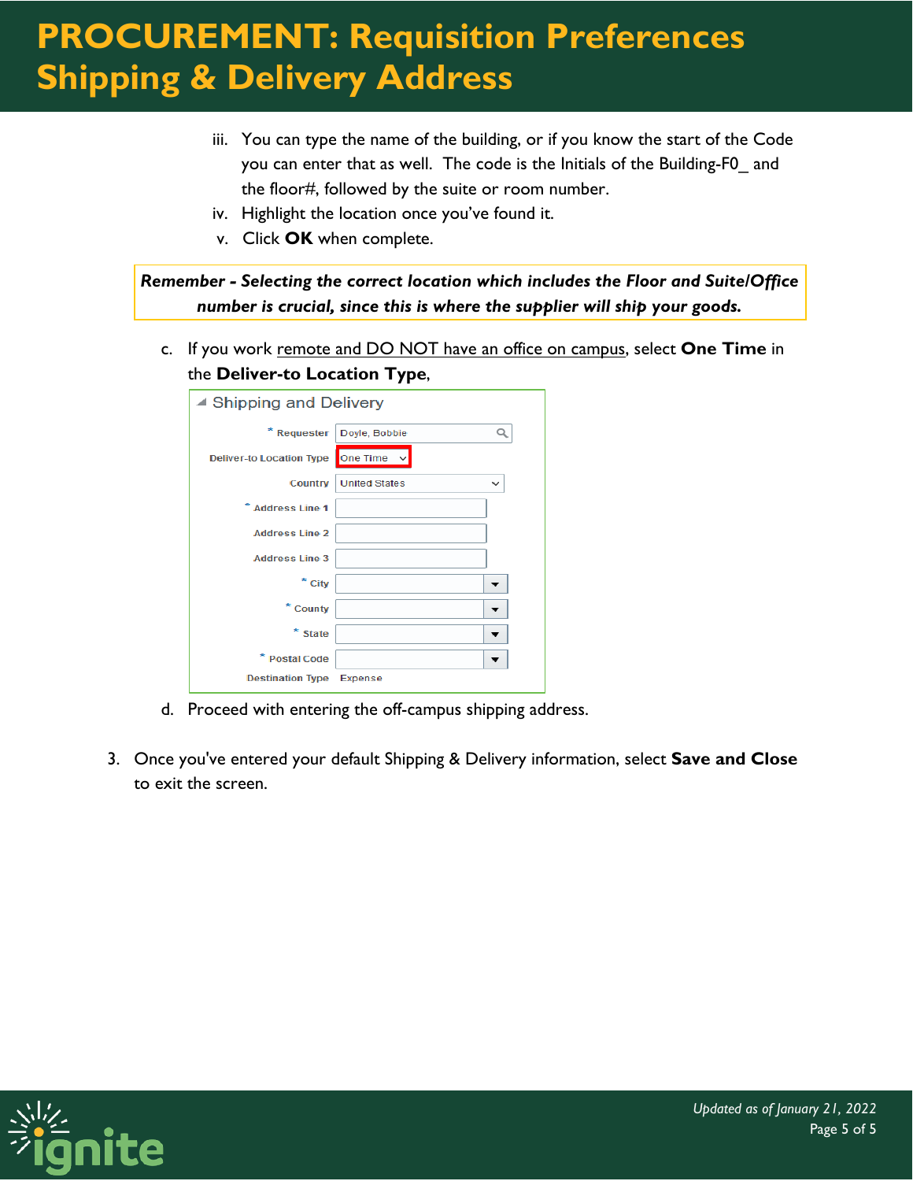iii. You can type the name of the building, or if you know the start of the Code you can enter that as well. The code is the Initials of the Building-F0_ and the floor#, followed by the suite or room number.

iv. Highlight the location once you've found it.

v. Click **OK** when complete.

> ***Remember - Selecting the correct location which includes the Floor and Suite/Office number is crucial, since this is where the supplier will ship your goods.***

c. If you work remote and DO NOT have an office on campus, select **One Time** in the **Deliver-to Location Type**,

Shipping and Delivery

\* Requester: Doyle, Bobbie
Deliver-to Location Type: One Time
Country: United States
\* Address Line 1
Address Line 2
Address Line 3
\* City
\* County
\* State
\* Postal Code
Destination Type: Expense

d. Proceed with entering the off-campus shipping address.

3. Once you've entered your default Shipping & Delivery information, select **Save and Close** to exit the screen.